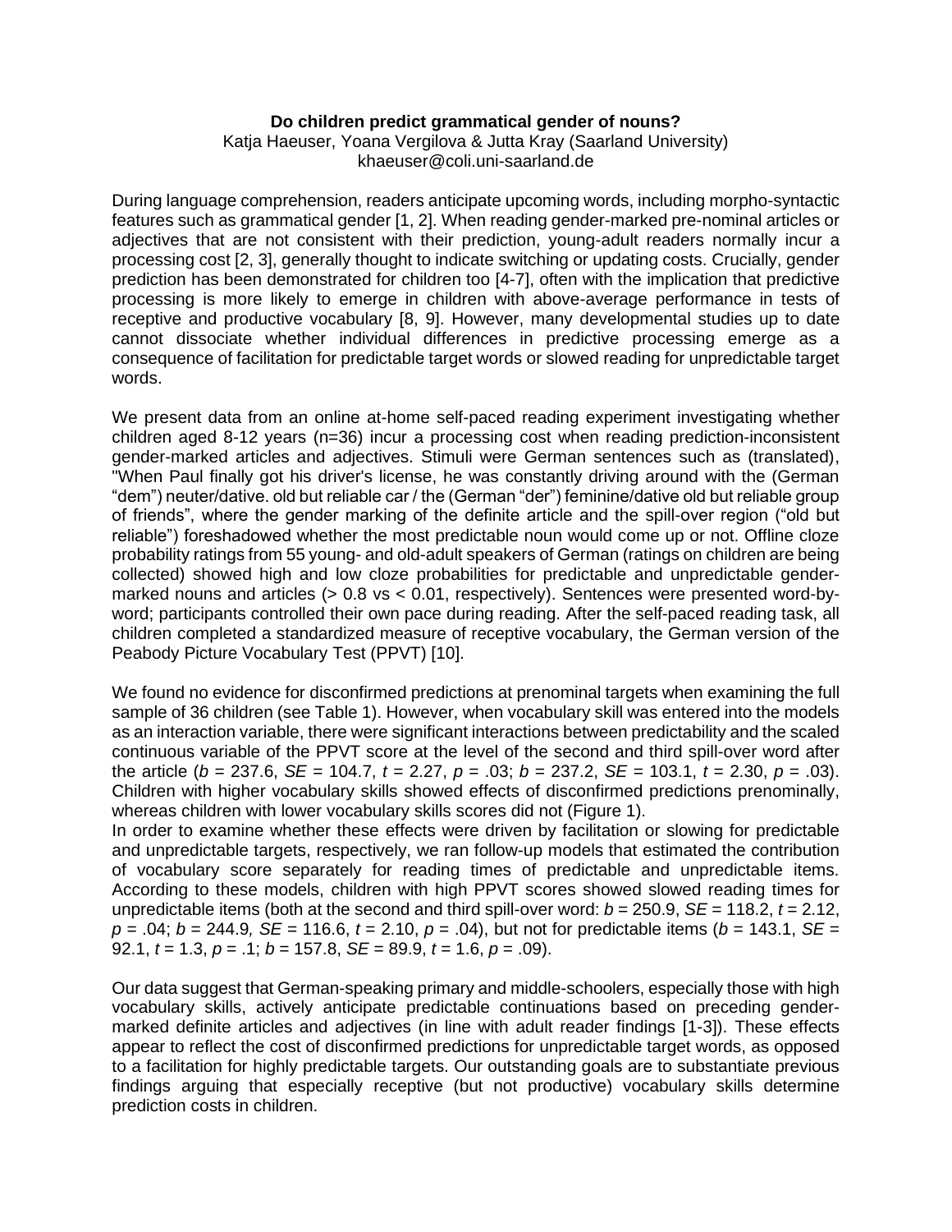**Do children predict grammatical gender of nouns?**

Katja Haeuser, Yoana Vergilova & Jutta Kray (Saarland University)
khaeuser@coli.uni-saarland.de

During language comprehension, readers anticipate upcoming words, including morpho-syntactic features such as grammatical gender [1, 2]. When reading gender-marked pre-nominal articles or adjectives that are not consistent with their prediction, young-adult readers normally incur a processing cost [2, 3], generally thought to indicate switching or updating costs. Crucially, gender prediction has been demonstrated for children too [4-7], often with the implication that predictive processing is more likely to emerge in children with above-average performance in tests of receptive and productive vocabulary [8, 9]. However, many developmental studies up to date cannot dissociate whether individual differences in predictive processing emerge as a consequence of facilitation for predictable target words or slowed reading for unpredictable target words.

We present data from an online at-home self-paced reading experiment investigating whether children aged 8-12 years (n=36) incur a processing cost when reading prediction-inconsistent gender-marked articles and adjectives. Stimuli were German sentences such as (translated), "When Paul finally got his driver's license, he was constantly driving around with the (German "dem") neuter/dative. old but reliable car / the (German "der") feminine/dative old but reliable group of friends", where the gender marking of the definite article and the spill-over region ("old but reliable") foreshadowed whether the most predictable noun would come up or not. Offline cloze probability ratings from 55 young- and old-adult speakers of German (ratings on children are being collected) showed high and low cloze probabilities for predictable and unpredictable gender-marked nouns and articles (> 0.8 vs < 0.01, respectively). Sentences were presented word-by-word; participants controlled their own pace during reading. After the self-paced reading task, all children completed a standardized measure of receptive vocabulary, the German version of the Peabody Picture Vocabulary Test (PPVT) [10].

We found no evidence for disconfirmed predictions at prenominal targets when examining the full sample of 36 children (see Table 1). However, when vocabulary skill was entered into the models as an interaction variable, there were significant interactions between predictability and the scaled continuous variable of the PPVT score at the level of the second and third spill-over word after the article ($b$ = 237.6, $SE$ = 104.7, $t$ = 2.27, $p$ = .03; $b$ = 237.2, $SE$ = 103.1, $t$ = 2.30, $p$ = .03). Children with higher vocabulary skills showed effects of disconfirmed predictions prenominally, whereas children with lower vocabulary skills scores did not (Figure 1).
In order to examine whether these effects were driven by facilitation or slowing for predictable and unpredictable targets, respectively, we ran follow-up models that estimated the contribution of vocabulary score separately for reading times of predictable and unpredictable items. According to these models, children with high PPVT scores showed slowed reading times for unpredictable items (both at the second and third spill-over word: $b$ = 250.9, $SE$ = 118.2, $t$ = 2.12, $p$ = .04; $b$ = 244.9, $SE$ = 116.6, $t$ = 2.10, $p$ = .04), but not for predictable items ($b$ = 143.1, $SE$ = 92.1, $t$ = 1.3, $p$ = .1; $b$ = 157.8, $SE$ = 89.9, $t$ = 1.6, $p$ = .09).

Our data suggest that German-speaking primary and middle-schoolers, especially those with high vocabulary skills, actively anticipate predictable continuations based on preceding gender-marked definite articles and adjectives (in line with adult reader findings [1-3]). These effects appear to reflect the cost of disconfirmed predictions for unpredictable target words, as opposed to a facilitation for highly predictable targets. Our outstanding goals are to substantiate previous findings arguing that especially receptive (but not productive) vocabulary skills determine prediction costs in children.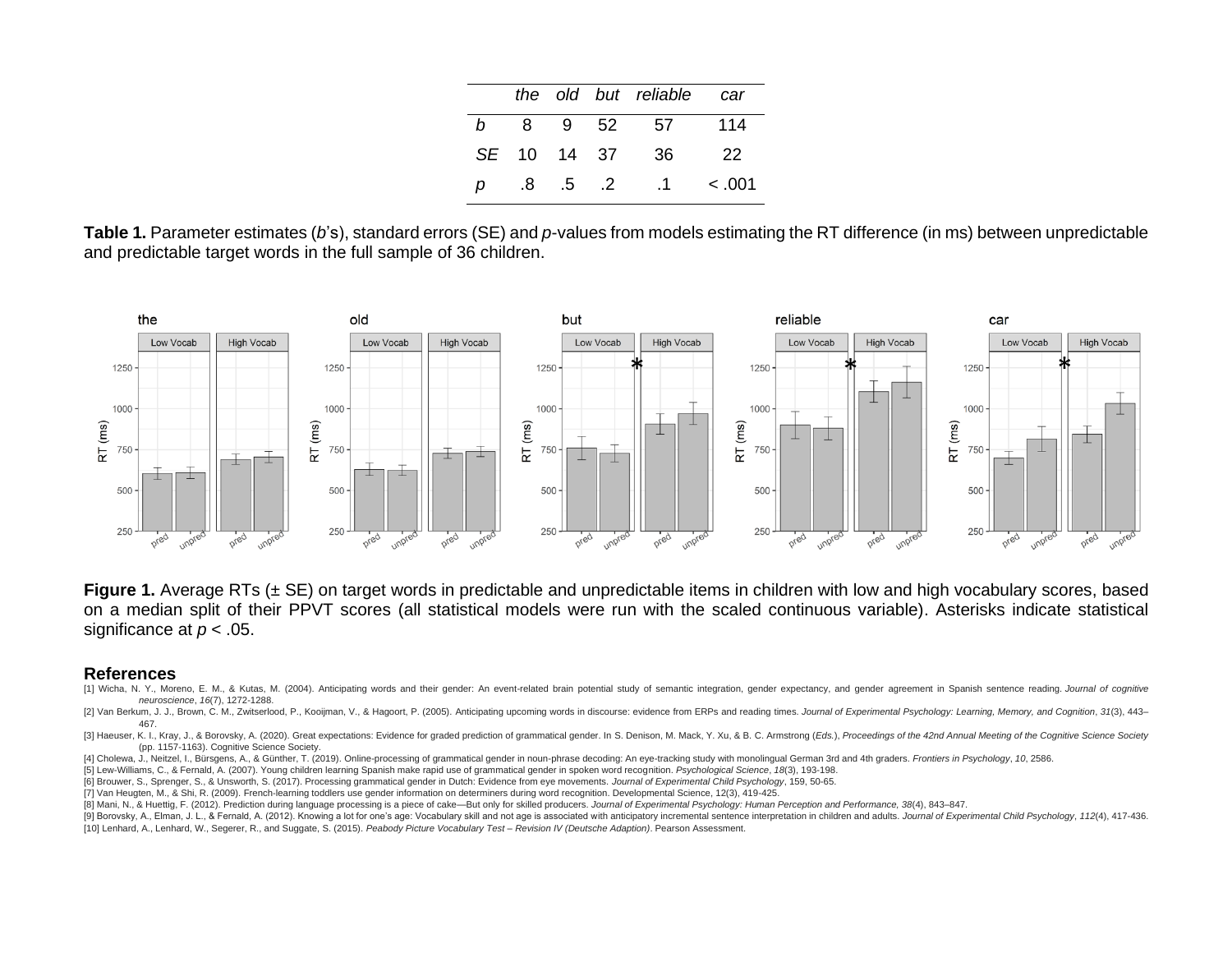| | *the* | *old* | *but* | *reliable* | *car* |
|---|---|---|---|---|---|
| *b* | 8 | 9 | 52 | 57 | 114 |
| *SE* | 10 | 14 | 37 | 36 | 22 |
| *p* | .8 | .5 | .2 | .1 | < .001 |

**Table 1.** Parameter estimates (*b*'s), standard errors (SE) and *p*-values from models estimating the RT difference (in ms) between unpredictable and predictable target words in the full sample of 36 children.

the
Low Vocab
High Vocab
RT (ms)
1250
1000
750
500
250
pred
unpred
pred
unpred

old
Low Vocab
High Vocab
RT (ms)
1250
1000
750
500
250
pred
unpred
pred
unpred

but
Low Vocab
High Vocab
*
RT (ms)
1250
1000
750
500
250
pred
unpred
pred
unpred

reliable
Low Vocab
High Vocab
*
RT (ms)
1250
1000
750
500
250
pred
unpred
pred
unpred

car
Low Vocab
High Vocab
*
RT (ms)
1250
1000
750
500
250
pred
unpred
pred
unpred

**Figure 1.** Average RTs (± SE) on target words in predictable and unpredictable items in children with low and high vocabulary scores, based on a median split of their PPVT scores (all statistical models were run with the scaled continuous variable). Asterisks indicate statistical significance at $p < .05$.

## References

[1] Wicha, N. Y., Moreno, E. M., & Kutas, M. (2004). Anticipating words and their gender: An event-related brain potential study of semantic integration, gender expectancy, and gender agreement in Spanish sentence reading. *Journal of cognitive neuroscience*, *16*(7), 1272-1288.

[2] Van Berkum, J. J., Brown, C. M., Zwitserlood, P., Kooijman, V., & Hagoort, P. (2005). Anticipating upcoming words in discourse: evidence from ERPs and reading times. *Journal of Experimental Psychology: Learning, Memory, and Cognition*, *31*(3), 443–467.

[3] Haeuser, K. I., Kray, J., & Borovsky, A. (2020). Great expectations: Evidence for graded prediction of grammatical gender. In S. Denison, M. Mack, Y. Xu, & B. C. Armstrong (*Eds.*), *Proceedings of the 42nd Annual Meeting of the Cognitive Science Society* (pp. 1157-1163). Cognitive Science Society.

[4] Cholewa, J., Neitzel, I., Bürsgens, A., & Günther, T. (2019). Online-processing of grammatical gender in noun-phrase decoding: An eye-tracking study with monolingual German 3rd and 4th graders. *Frontiers in Psychology*, *10*, 2586.

[5] Lew-Williams, C., & Fernald, A. (2007). Young children learning Spanish make rapid use of grammatical gender in spoken word recognition. *Psychological Science*, *18*(3), 193-198.

[6] Brouwer, S., Sprenger, S., & Unsworth, S. (2017). Processing grammatical gender in Dutch: Evidence from eye movements. *Journal of Experimental Child Psychology*, 159, 50-65.

[7] Van Heugten, M., & Shi, R. (2009). French-learning toddlers use gender information on determiners during word recognition. Developmental Science, 12(3), 419-425.

[8] Mani, N., & Huettig, F. (2012). Prediction during language processing is a piece of cake—But only for skilled producers. *Journal of Experimental Psychology: Human Perception and Performance, 38*(4), 843–847.

[9] Borovsky, A., Elman, J. L., & Fernald, A. (2012). Knowing a lot for one's age: Vocabulary skill and not age is associated with anticipatory incremental sentence interpretation in children and adults. *Journal of Experimental Child Psychology*, *112*(4), 417-436.

[10] Lenhard, A., Lenhard, W., Segerer, R., and Suggate, S. (2015). *Peabody Picture Vocabulary Test – Revision IV (Deutsche Adaption)*. Pearson Assessment.